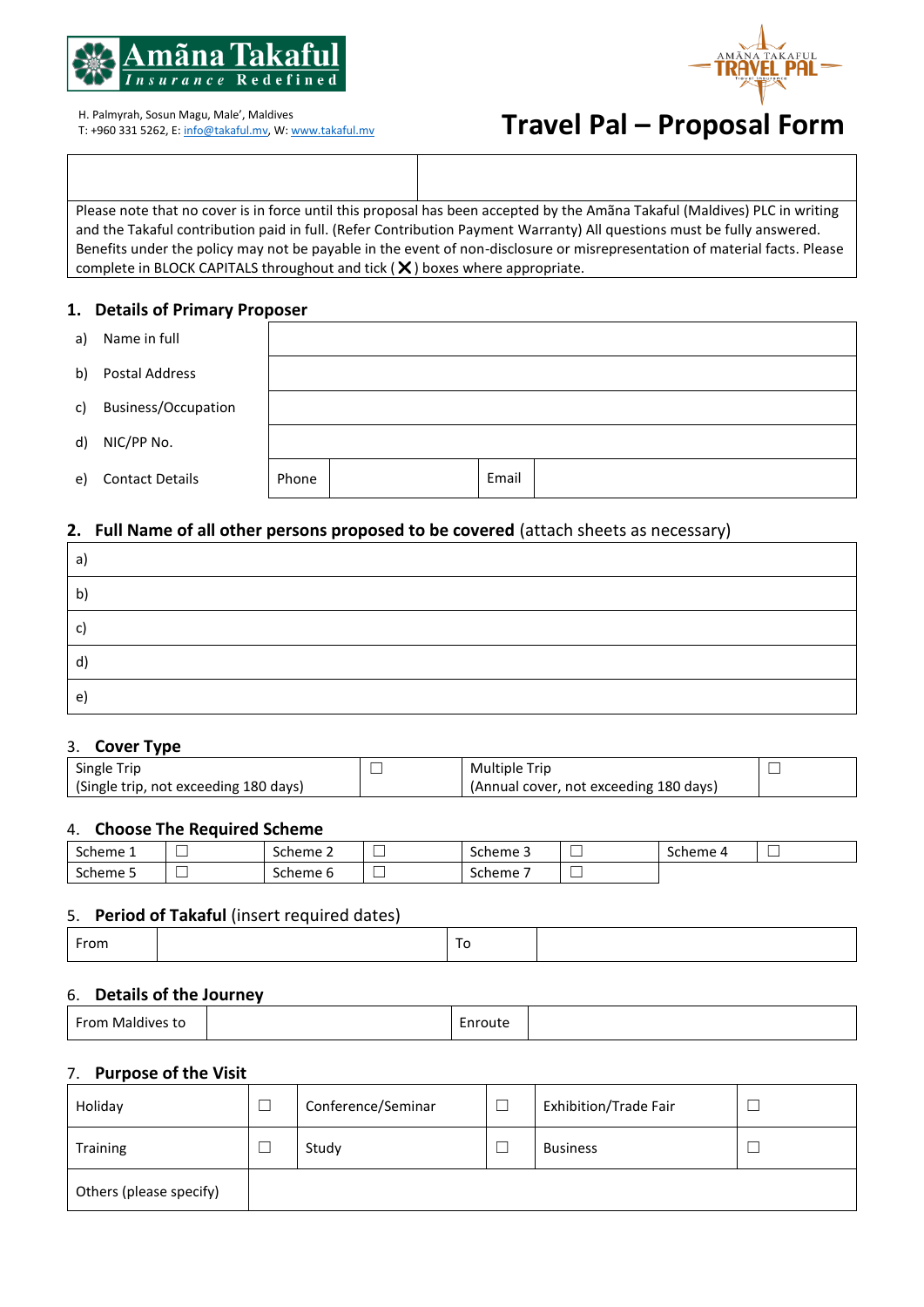Amãna Takaful
Insurance Redefined

H. Palmyrah, Sosun Magu, Male', Maldives
T: +960 331 5262, E: info@takaful.mv, W: www.takaful.mv

AMÃNA TAKAFUL TRAVEL PAL Travel Insurance

# Travel Pal – Proposal Form

| | |
|---|---|
| | |

Please note that no cover is in force until this proposal has been accepted by the Amãna Takaful (Maldives) PLC in writing and the Takaful contribution paid in full. (Refer Contribution Payment Warranty) All questions must be fully answered. Benefits under the policy may not be payable in the event of non-disclosure or misrepresentation of material facts. Please complete in BLOCK CAPITALS throughout and tick ( ✕ ) boxes where appropriate.

## 1. Details of Primary Proposer

| | | | | |
|---|---|---|---|---|
| a) Name in full | | | | |
| b) Postal Address | | | | |
| c) Business/Occupation | | | | |
| d) NIC/PP No. | | | | |
| e) Contact Details | Phone | | Email | |

## 2. Full Name of all other persons proposed to be covered (attach sheets as necessary)

| |
|---|
| a) |
| b) |
| c) |
| d) |
| e) |

## 3. Cover Type

| | | | |
|---|---|---|---|
| Single Trip<br>(Single trip, not exceeding 180 days) | ☐ | Multiple Trip<br>(Annual cover, not exceeding 180 days) | ☐ |

## 4. Choose The Required Scheme

| | | | | | | | |
|---|---|---|---|---|---|---|---|
| Scheme 1 | ☐ | Scheme 2 | ☐ | Scheme 3 | ☐ | Scheme 4 | ☐ |
| Scheme 5 | ☐ | Scheme 6 | ☐ | Scheme 7 | ☐ | | |

## 5. Period of Takaful (insert required dates)

| | | | |
|---|---|---|---|
| From | | To | |

## 6. Details of the Journey

| | | | |
|---|---|---|---|
| From Maldives to | | Enroute | |

## 7. Purpose of the Visit

| | | | | | |
|---|---|---|---|---|---|
| Holiday | ☐ | Conference/Seminar | ☐ | Exhibition/Trade Fair | ☐ |
| Training | ☐ | Study | ☐ | Business | ☐ |
| Others (please specify) | | | | | |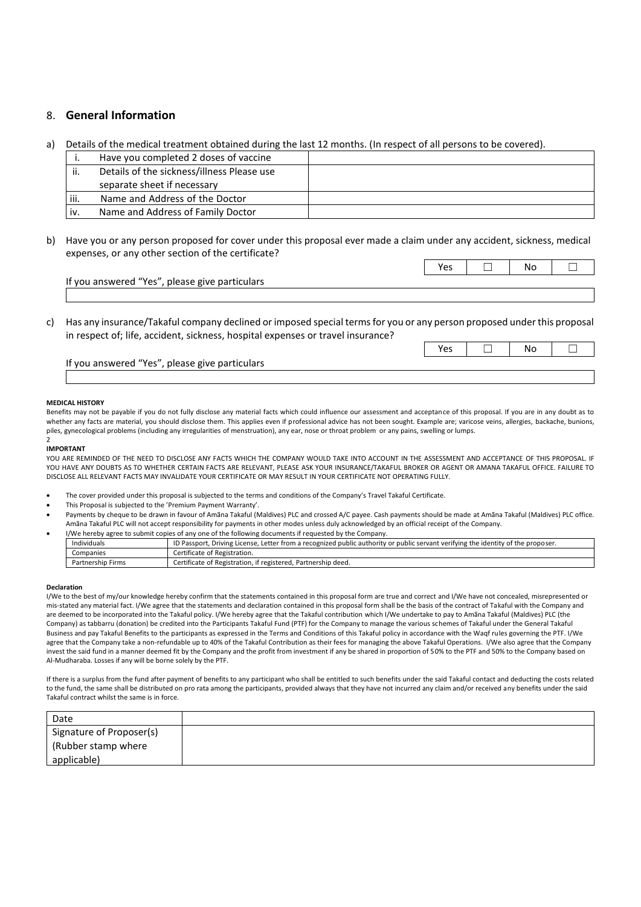## 8. **General Information**

a) Details of the medical treatment obtained during the last 12 months. (In respect of all persons to be covered).

| | | |
|---|---|---|
| i. | Have you completed 2 doses of vaccine | |
| ii. | Details of the sickness/illness Please use separate sheet if necessary | |
| iii. | Name and Address of the Doctor | |
| iv. | Name and Address of Family Doctor | |

b) Have you or any person proposed for cover under this proposal ever made a claim under any accident, sickness, medical expenses, or any other section of the certificate?

| | | | |
|---|---|---|---|
| Yes | ☐ | No | ☐ |

If you answered "Yes", please give particulars

c) Has any insurance/Takaful company declined or imposed special terms for you or any person proposed under this proposal in respect of; life, accident, sickness, hospital expenses or travel insurance?

| | | | |
|---|---|---|---|
| Yes | ☐ | No | ☐ |

If you answered "Yes", please give particulars

**MEDICAL HISTORY**

Benefits may not be payable if you do not fully disclose any material facts which could influence our assessment and acceptance of this proposal. If you are in any doubt as to whether any facts are material, you should disclose them. This applies even if professional advice has not been sought. Example are; varicose veins, allergies, backache, bunions, piles, gynecological problems (including any irregularities of menstruation), any ear, nose or throat problem or any pains, swelling or lumps.

2

**IMPORTANT**

YOU ARE REMINDED OF THE NEED TO DISCLOSE ANY FACTS WHICH THE COMPANY WOULD TAKE INTO ACCOUNT IN THE ASSESSMENT AND ACCEPTANCE OF THIS PROPOSAL. IF YOU HAVE ANY DOUBTS AS TO WHETHER CERTAIN FACTS ARE RELEVANT, PLEASE ASK YOUR INSURANCE/TAKAFUL BROKER OR AGENT OR AMANA TAKAFUL OFFICE. FAILURE TO DISCLOSE ALL RELEVANT FACTS MAY INVALIDATE YOUR CERTIFICATE OR MAY RESULT IN YOUR CERTIFICATE NOT OPERATING FULLY.

- The cover provided under this proposal is subjected to the terms and conditions of the Company's Travel Takaful Certificate.
- This Proposal is subjected to the 'Premium Payment Warranty'.
- Payments by cheque to be drawn in favour of Amāna Takaful (Maldives) PLC and crossed A/C payee. Cash payments should be made at Amāna Takaful (Maldives) PLC office. Amāna Takaful PLC will not accept responsibility for payments in other modes unless duly acknowledged by an official receipt of the Company.
- I/We hereby agree to submit copies of any one of the following documents if requested by the Company.

| | |
|---|---|
| Individuals | ID Passport, Driving License, Letter from a recognized public authority or public servant verifying the identity of the proposer. |
| Companies | Certificate of Registration. |
| Partnership Firms | Certificate of Registration, if registered, Partnership deed. |

**Declaration**

I/We to the best of my/our knowledge hereby confirm that the statements contained in this proposal form are true and correct and I/We have not concealed, misrepresented or mis-stated any material fact. I/We agree that the statements and declaration contained in this proposal form shall be the basis of the contract of Takaful with the Company and are deemed to be incorporated into the Takaful policy. I/We hereby agree that the Takaful contribution which I/We undertake to pay to Amāna Takaful (Maldives) PLC (the Company) as tabbarru (donation) be credited into the Participants Takaful Fund (PTF) for the Company to manage the various schemes of Takaful under the General Takaful Business and pay Takaful Benefits to the participants as expressed in the Terms and Conditions of this Takaful policy in accordance with the Waqf rules governing the PTF. I/We agree that the Company take a non-refundable up to 40% of the Takaful Contribution as their fees for managing the above Takaful Operations. I/We also agree that the Company invest the said fund in a manner deemed fit by the Company and the profit from investment if any be shared in proportion of 50% to the PTF and 50% to the Company based on Al-Mudharaba. Losses if any will be borne solely by the PTF.

If there is a surplus from the fund after payment of benefits to any participant who shall be entitled to such benefits under the said Takaful contact and deducting the costs related to the fund, the same shall be distributed on pro rata among the participants, provided always that they have not incurred any claim and/or received any benefits under the said Takaful contract whilst the same is in force.

| | |
|---|---|
| Date | |
| Signature of Proposer(s) (Rubber stamp where applicable) | |